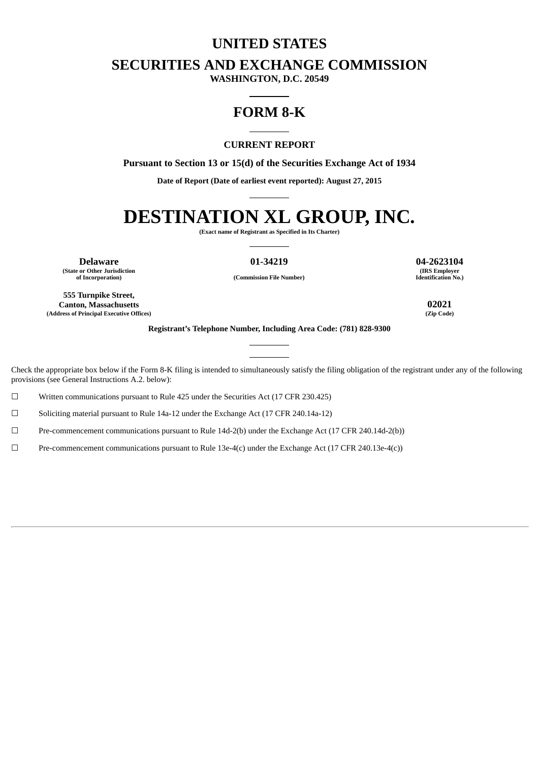# UNITED STATES

# SECURITIES AND EXCHANGE COMMISSION

**WASHINGTON, D.C. 20549**

---

# FORM 8-K

---

**CURRENT REPORT**

**Pursuant to Section 13 or 15(d) of the Securities Exchange Act of 1934**

**Date of Report (Date of earliest event reported): August 27, 2015**

---

# DESTINATION XL GROUP, INC.

**(Exact name of Registrant as Specified in Its Charter)**

---

| **Delaware** | **01-34219** | **04-2623104** |
|---|---|---|
| (State or Other Jurisdiction of Incorporation) | (Commission File Number) | (IRS Employer Identification No.) |

| **555 Turnpike Street, Canton, Massachusetts** | **02021** |
|---|---|
| (Address of Principal Executive Offices) | (Zip Code) |

**Registrant's Telephone Number, Including Area Code: (781) 828-9300**

---

Check the appropriate box below if the Form 8-K filing is intended to simultaneously satisfy the filing obligation of the registrant under any of the following provisions (see General Instructions A.2. below):

☐ Written communications pursuant to Rule 425 under the Securities Act (17 CFR 230.425)

☐ Soliciting material pursuant to Rule 14a-12 under the Exchange Act (17 CFR 240.14a-12)

☐ Pre-commencement communications pursuant to Rule 14d-2(b) under the Exchange Act (17 CFR 240.14d-2(b))

☐ Pre-commencement communications pursuant to Rule 13e-4(c) under the Exchange Act (17 CFR 240.13e-4(c))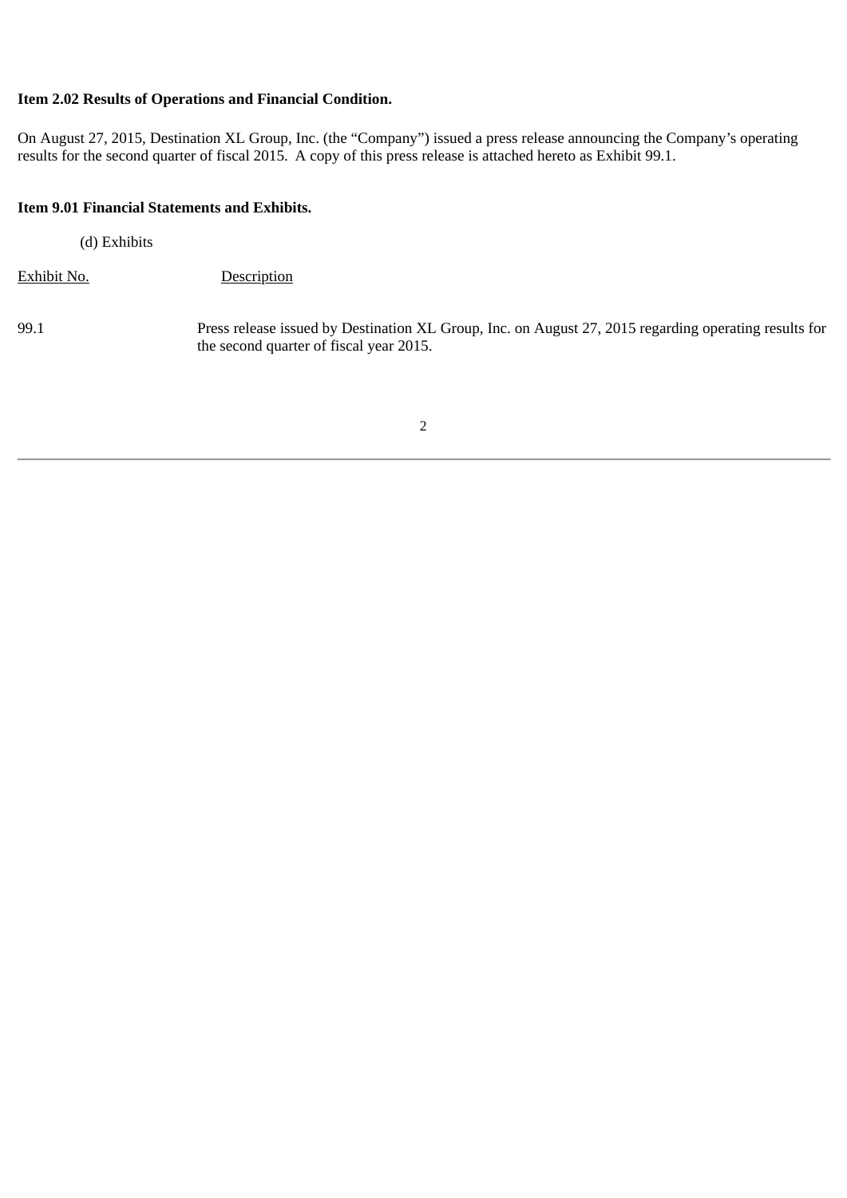**Item 2.02 Results of Operations and Financial Condition.**

On August 27, 2015, Destination XL Group, Inc. (the “Company”) issued a press release announcing the Company’s operating results for the second quarter of fiscal 2015. A copy of this press release is attached hereto as Exhibit 99.1.

**Item 9.01 Financial Statements and Exhibits.**

(d) Exhibits

| Exhibit No. | Description |
|---|---|
| 99.1 | Press release issued by Destination XL Group, Inc. on August 27, 2015 regarding operating results for the second quarter of fiscal year 2015. |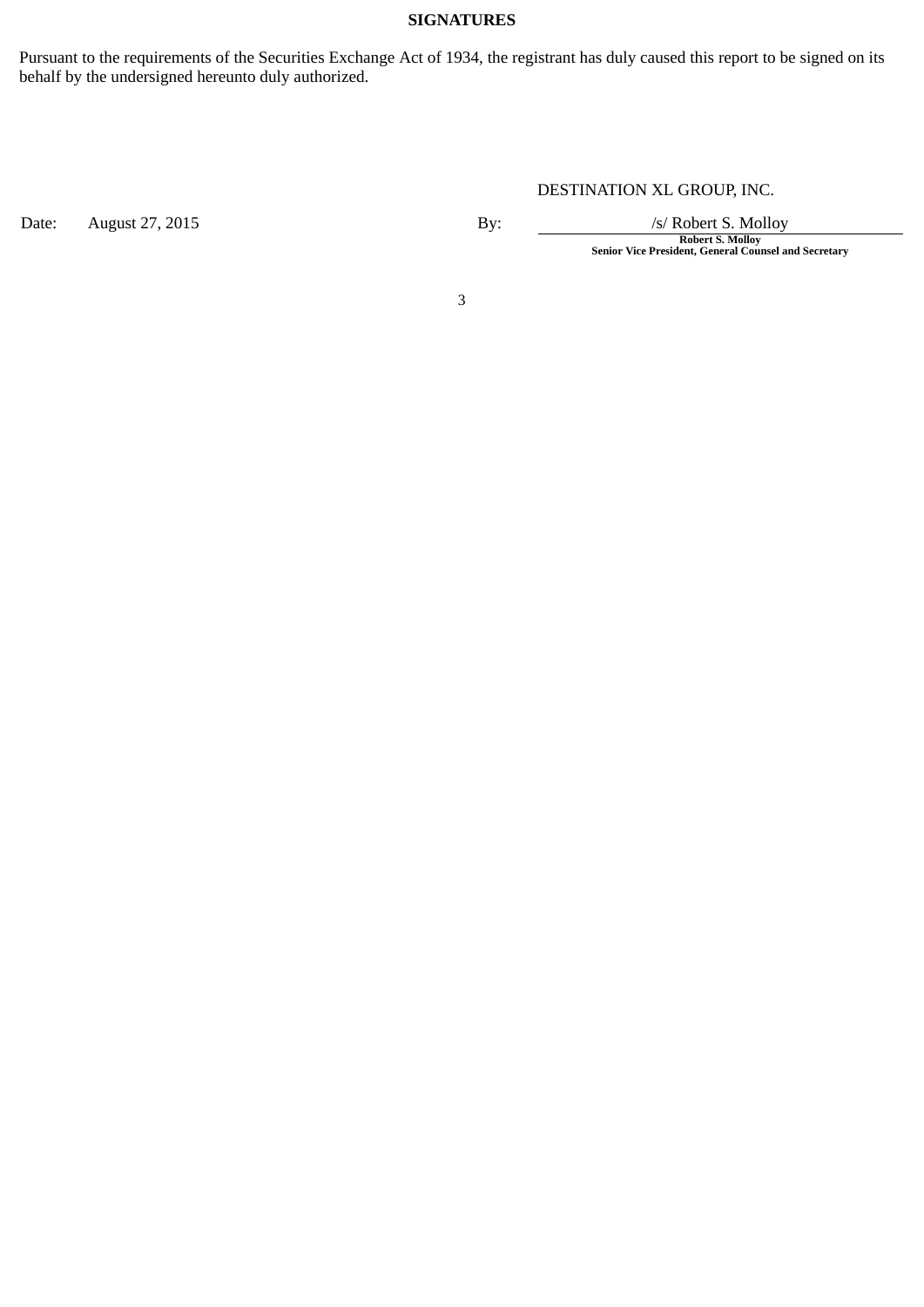**SIGNATURES**

Pursuant to the requirements of the Securities Exchange Act of 1934, the registrant has duly caused this report to be signed on its behalf by the undersigned hereunto duly authorized.

| | | | DESTINATION XL GROUP, INC. |
|---|---|---|---|
| Date: | August 27, 2015 | By: | /s/ Robert S. Molloy |
| | | | **Robert S. Molloy** |
| | | | **Senior Vice President, General Counsel and Secretary** |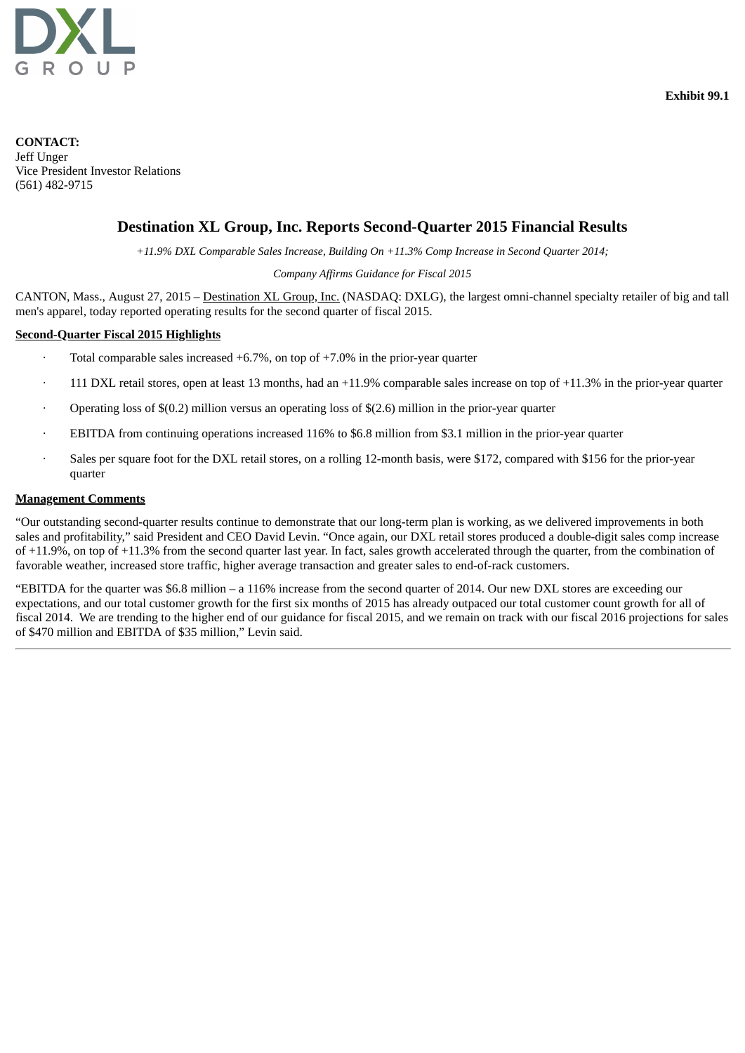**Exhibit 99.1**

**CONTACT:**
Jeff Unger
Vice President Investor Relations
(561) 482-9715

# Destination XL Group, Inc. Reports Second-Quarter 2015 Financial Results

*+11.9% DXL Comparable Sales Increase, Building On +11.3% Comp Increase in Second Quarter 2014;*

*Company Affirms Guidance for Fiscal 2015*

CANTON, Mass., August 27, 2015 – Destination XL Group, Inc. (NASDAQ: DXLG), the largest omni-channel specialty retailer of big and tall men's apparel, today reported operating results for the second quarter of fiscal 2015.

**Second-Quarter Fiscal 2015 Highlights**

- Total comparable sales increased +6.7%, on top of +7.0% in the prior-year quarter
- 111 DXL retail stores, open at least 13 months, had an +11.9% comparable sales increase on top of +11.3% in the prior-year quarter
- Operating loss of $(0.2) million versus an operating loss of $(2.6) million in the prior-year quarter
- EBITDA from continuing operations increased 116% to $6.8 million from $3.1 million in the prior-year quarter
- Sales per square foot for the DXL retail stores, on a rolling 12-month basis, were $172, compared with $156 for the prior-year quarter

**Management Comments**

"Our outstanding second-quarter results continue to demonstrate that our long-term plan is working, as we delivered improvements in both sales and profitability," said President and CEO David Levin. "Once again, our DXL retail stores produced a double-digit sales comp increase of +11.9%, on top of +11.3% from the second quarter last year. In fact, sales growth accelerated through the quarter, from the combination of favorable weather, increased store traffic, higher average transaction and greater sales to end-of-rack customers.

"EBITDA for the quarter was $6.8 million – a 116% increase from the second quarter of 2014. Our new DXL stores are exceeding our expectations, and our total customer growth for the first six months of 2015 has already outpaced our total customer count growth for all of fiscal 2014. We are trending to the higher end of our guidance for fiscal 2015, and we remain on track with our fiscal 2016 projections for sales of $470 million and EBITDA of $35 million," Levin said.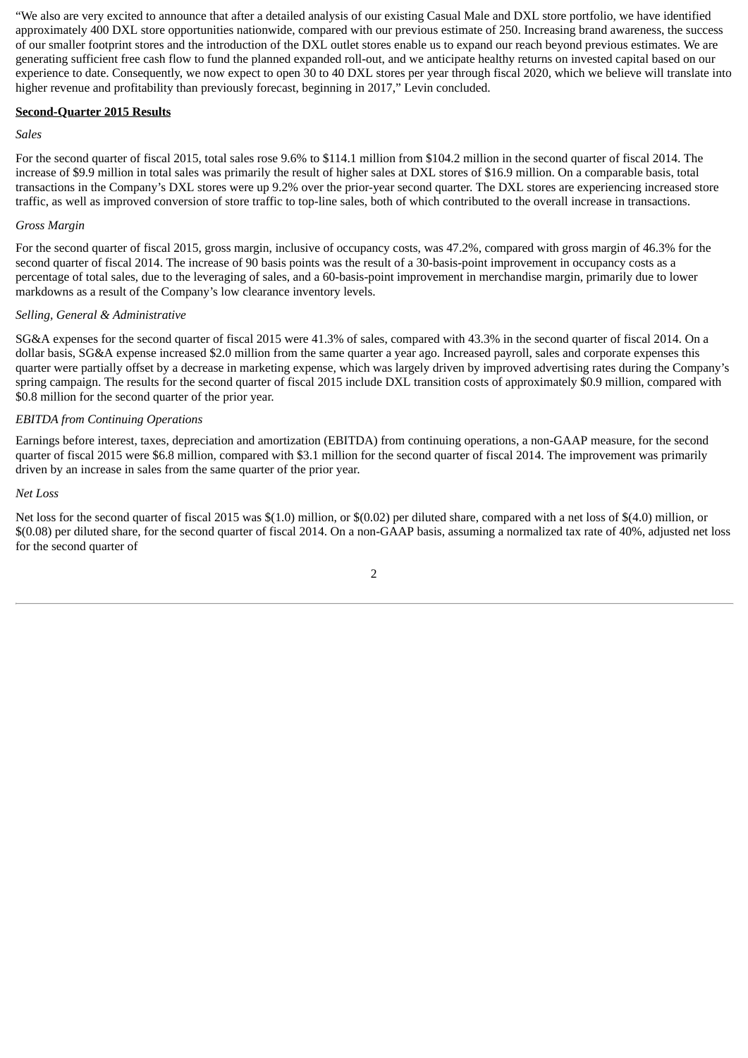"We also are very excited to announce that after a detailed analysis of our existing Casual Male and DXL store portfolio, we have identified approximately 400 DXL store opportunities nationwide, compared with our previous estimate of 250. Increasing brand awareness, the success of our smaller footprint stores and the introduction of the DXL outlet stores enable us to expand our reach beyond previous estimates. We are generating sufficient free cash flow to fund the planned expanded roll-out, and we anticipate healthy returns on invested capital based on our experience to date. Consequently, we now expect to open 30 to 40 DXL stores per year through fiscal 2020, which we believe will translate into higher revenue and profitability than previously forecast, beginning in 2017," Levin concluded.

**Second-Quarter 2015 Results**

*Sales*

For the second quarter of fiscal 2015, total sales rose 9.6% to $114.1 million from $104.2 million in the second quarter of fiscal 2014. The increase of $9.9 million in total sales was primarily the result of higher sales at DXL stores of $16.9 million. On a comparable basis, total transactions in the Company's DXL stores were up 9.2% over the prior-year second quarter. The DXL stores are experiencing increased store traffic, as well as improved conversion of store traffic to top-line sales, both of which contributed to the overall increase in transactions.

*Gross Margin*

For the second quarter of fiscal 2015, gross margin, inclusive of occupancy costs, was 47.2%, compared with gross margin of 46.3% for the second quarter of fiscal 2014. The increase of 90 basis points was the result of a 30-basis-point improvement in occupancy costs as a percentage of total sales, due to the leveraging of sales, and a 60-basis-point improvement in merchandise margin, primarily due to lower markdowns as a result of the Company's low clearance inventory levels.

*Selling, General & Administrative*

SG&A expenses for the second quarter of fiscal 2015 were 41.3% of sales, compared with 43.3% in the second quarter of fiscal 2014. On a dollar basis, SG&A expense increased $2.0 million from the same quarter a year ago. Increased payroll, sales and corporate expenses this quarter were partially offset by a decrease in marketing expense, which was largely driven by improved advertising rates during the Company's spring campaign. The results for the second quarter of fiscal 2015 include DXL transition costs of approximately $0.9 million, compared with $0.8 million for the second quarter of the prior year.

*EBITDA from Continuing Operations*

Earnings before interest, taxes, depreciation and amortization (EBITDA) from continuing operations, a non-GAAP measure, for the second quarter of fiscal 2015 were $6.8 million, compared with $3.1 million for the second quarter of fiscal 2014. The improvement was primarily driven by an increase in sales from the same quarter of the prior year.

*Net Loss*

Net loss for the second quarter of fiscal 2015 was $(1.0) million, or $(0.02) per diluted share, compared with a net loss of $(4.0) million, or $(0.08) per diluted share, for the second quarter of fiscal 2014. On a non-GAAP basis, assuming a normalized tax rate of 40%, adjusted net loss for the second quarter of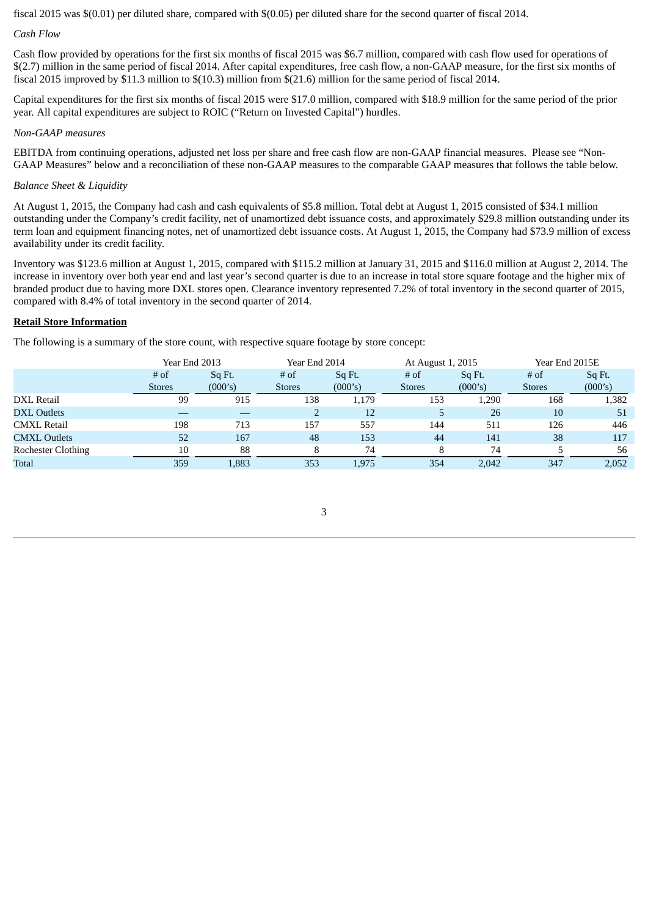fiscal 2015 was $(0.01) per diluted share, compared with $(0.05) per diluted share for the second quarter of fiscal 2014.

*Cash Flow*

Cash flow provided by operations for the first six months of fiscal 2015 was $6.7 million, compared with cash flow used for operations of $(2.7) million in the same period of fiscal 2014. After capital expenditures, free cash flow, a non-GAAP measure, for the first six months of fiscal 2015 improved by $11.3 million to $(10.3) million from $(21.6) million for the same period of fiscal 2014.

Capital expenditures for the first six months of fiscal 2015 were $17.0 million, compared with $18.9 million for the same period of the prior year. All capital expenditures are subject to ROIC ("Return on Invested Capital") hurdles.

*Non-GAAP measures*

EBITDA from continuing operations, adjusted net loss per share and free cash flow are non-GAAP financial measures. Please see "Non-GAAP Measures" below and a reconciliation of these non-GAAP measures to the comparable GAAP measures that follows the table below.

*Balance Sheet & Liquidity*

At August 1, 2015, the Company had cash and cash equivalents of $5.8 million. Total debt at August 1, 2015 consisted of $34.1 million outstanding under the Company's credit facility, net of unamortized debt issuance costs, and approximately $29.8 million outstanding under its term loan and equipment financing notes, net of unamortized debt issuance costs. At August 1, 2015, the Company had $73.9 million of excess availability under its credit facility.

Inventory was $123.6 million at August 1, 2015, compared with $115.2 million at January 31, 2015 and $116.0 million at August 2, 2014. The increase in inventory over both year end and last year's second quarter is due to an increase in total store square footage and the higher mix of branded product due to having more DXL stores open. Clearance inventory represented 7.2% of total inventory in the second quarter of 2015, compared with 8.4% of total inventory in the second quarter of 2014.

**Retail Store Information**

The following is a summary of the store count, with respective square footage by store concept:

| | Year End 2013 | | Year End 2014 | | At August 1, 2015 | | Year End 2015E | |
|---|---|---|---|---|---|---|---|---|
| | # of Stores | Sq Ft. (000's) | # of Stores | Sq Ft. (000's) | # of Stores | Sq Ft. (000's) | # of Stores | Sq Ft. (000's) |
| DXL Retail | 99 | 915 | 138 | 1,179 | 153 | 1,290 | 168 | 1,382 |
| DXL Outlets | — | — | 2 | 12 | 5 | 26 | 10 | 51 |
| CMXL Retail | 198 | 713 | 157 | 557 | 144 | 511 | 126 | 446 |
| CMXL Outlets | 52 | 167 | 48 | 153 | 44 | 141 | 38 | 117 |
| Rochester Clothing | 10 | 88 | 8 | 74 | 8 | 74 | 5 | 56 |
| Total | 359 | 1,883 | 353 | 1,975 | 354 | 2,042 | 347 | 2,052 |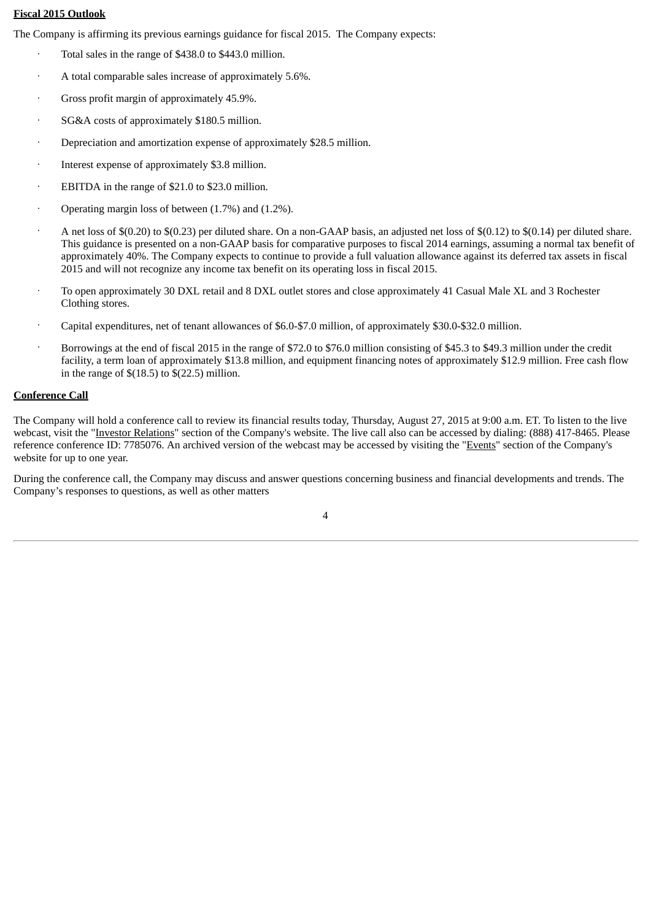**Fiscal 2015 Outlook**

The Company is affirming its previous earnings guidance for fiscal 2015. The Company expects:

- Total sales in the range of $438.0 to $443.0 million.
- A total comparable sales increase of approximately 5.6%.
- Gross profit margin of approximately 45.9%.
- SG&A costs of approximately $180.5 million.
- Depreciation and amortization expense of approximately $28.5 million.
- Interest expense of approximately $3.8 million.
- EBITDA in the range of $21.0 to $23.0 million.
- Operating margin loss of between (1.7%) and (1.2%).
- A net loss of $(0.20) to $(0.23) per diluted share. On a non-GAAP basis, an adjusted net loss of $(0.12) to $(0.14) per diluted share. This guidance is presented on a non-GAAP basis for comparative purposes to fiscal 2014 earnings, assuming a normal tax benefit of approximately 40%. The Company expects to continue to provide a full valuation allowance against its deferred tax assets in fiscal 2015 and will not recognize any income tax benefit on its operating loss in fiscal 2015.
- To open approximately 30 DXL retail and 8 DXL outlet stores and close approximately 41 Casual Male XL and 3 Rochester Clothing stores.
- Capital expenditures, net of tenant allowances of $6.0-$7.0 million, of approximately $30.0-$32.0 million.
- Borrowings at the end of fiscal 2015 in the range of $72.0 to $76.0 million consisting of $45.3 to $49.3 million under the credit facility, a term loan of approximately $13.8 million, and equipment financing notes of approximately $12.9 million. Free cash flow in the range of $(18.5) to $(22.5) million.

**Conference Call**

The Company will hold a conference call to review its financial results today, Thursday, August 27, 2015 at 9:00 a.m. ET. To listen to the live webcast, visit the "Investor Relations" section of the Company's website. The live call also can be accessed by dialing: (888) 417-8465. Please reference conference ID: 7785076. An archived version of the webcast may be accessed by visiting the "Events" section of the Company's website for up to one year.

During the conference call, the Company may discuss and answer questions concerning business and financial developments and trends. The Company's responses to questions, as well as other matters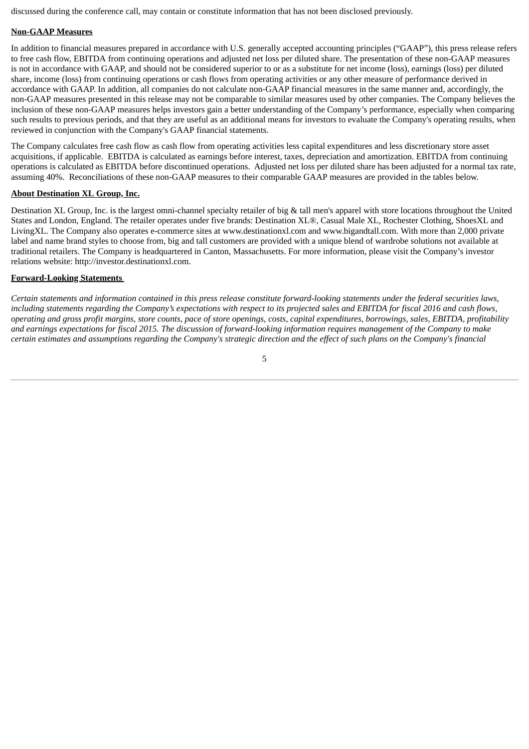discussed during the conference call, may contain or constitute information that has not been disclosed previously.

**Non-GAAP Measures**

In addition to financial measures prepared in accordance with U.S. generally accepted accounting principles ("GAAP"), this press release refers to free cash flow, EBITDA from continuing operations and adjusted net loss per diluted share. The presentation of these non-GAAP measures is not in accordance with GAAP, and should not be considered superior to or as a substitute for net income (loss), earnings (loss) per diluted share, income (loss) from continuing operations or cash flows from operating activities or any other measure of performance derived in accordance with GAAP. In addition, all companies do not calculate non-GAAP financial measures in the same manner and, accordingly, the non-GAAP measures presented in this release may not be comparable to similar measures used by other companies. The Company believes the inclusion of these non-GAAP measures helps investors gain a better understanding of the Company's performance, especially when comparing such results to previous periods, and that they are useful as an additional means for investors to evaluate the Company's operating results, when reviewed in conjunction with the Company's GAAP financial statements.

The Company calculates free cash flow as cash flow from operating activities less capital expenditures and less discretionary store asset acquisitions, if applicable. EBITDA is calculated as earnings before interest, taxes, depreciation and amortization. EBITDA from continuing operations is calculated as EBITDA before discontinued operations. Adjusted net loss per diluted share has been adjusted for a normal tax rate, assuming 40%. Reconciliations of these non-GAAP measures to their comparable GAAP measures are provided in the tables below.

**About Destination XL Group, Inc.**

Destination XL Group, Inc. is the largest omni-channel specialty retailer of big & tall men's apparel with store locations throughout the United States and London, England. The retailer operates under five brands: Destination XL®, Casual Male XL, Rochester Clothing, ShoesXL and LivingXL. The Company also operates e-commerce sites at www.destinationxl.com and www.bigandtall.com. With more than 2,000 private label and name brand styles to choose from, big and tall customers are provided with a unique blend of wardrobe solutions not available at traditional retailers. The Company is headquartered in Canton, Massachusetts. For more information, please visit the Company's investor relations website: http://investor.destinationxl.com.

**Forward-Looking Statements**

*Certain statements and information contained in this press release constitute forward-looking statements under the federal securities laws, including statements regarding the Company's expectations with respect to its projected sales and EBITDA for fiscal 2016 and cash flows, operating and gross profit margins, store counts, pace of store openings, costs, capital expenditures, borrowings, sales, EBITDA, profitability and earnings expectations for fiscal 2015. The discussion of forward-looking information requires management of the Company to make certain estimates and assumptions regarding the Company's strategic direction and the effect of such plans on the Company's financial*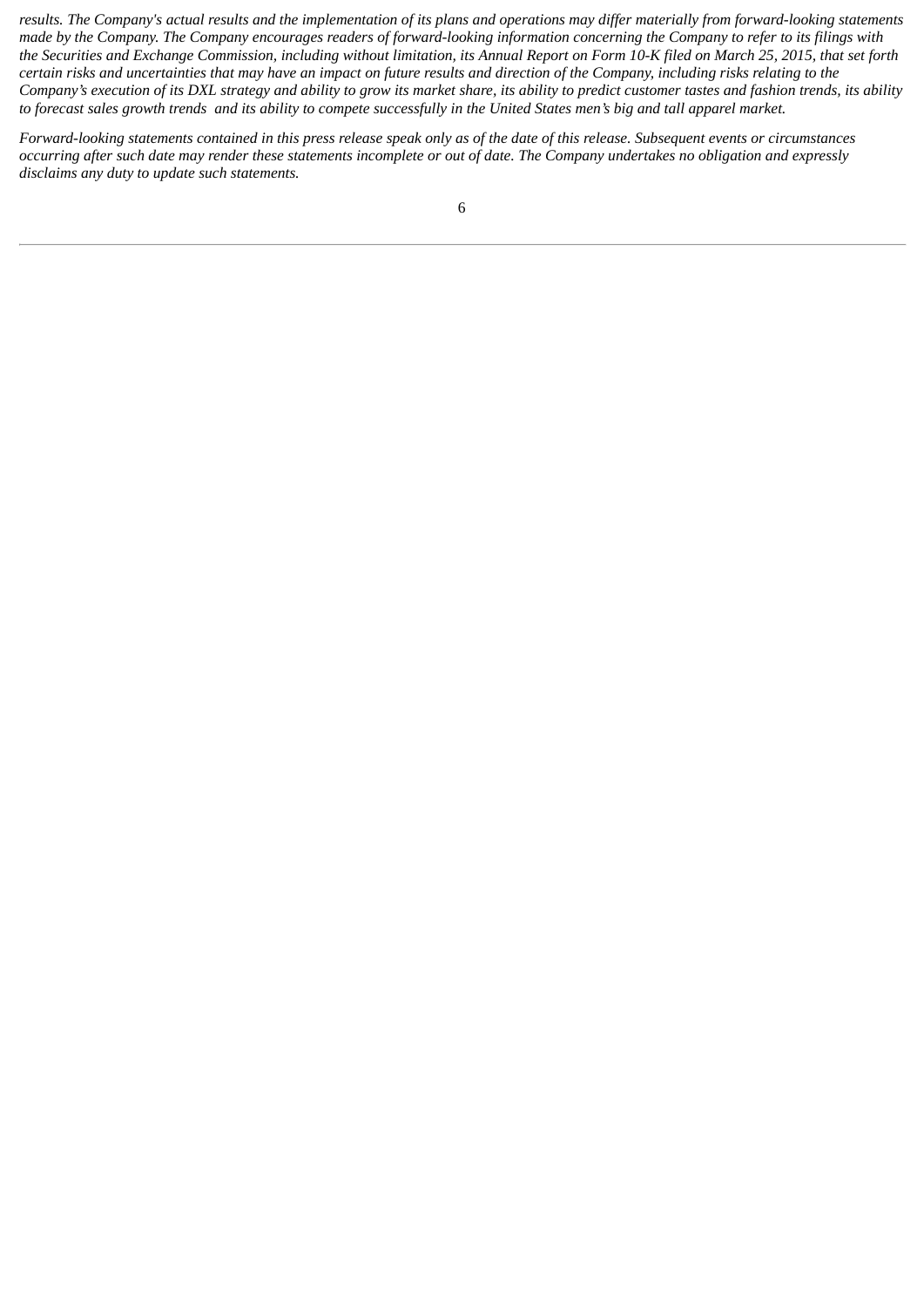*results. The Company's actual results and the implementation of its plans and operations may differ materially from forward-looking statements made by the Company. The Company encourages readers of forward-looking information concerning the Company to refer to its filings with the Securities and Exchange Commission, including without limitation, its Annual Report on Form 10-K filed on March 25, 2015, that set forth certain risks and uncertainties that may have an impact on future results and direction of the Company, including risks relating to the Company's execution of its DXL strategy and ability to grow its market share, its ability to predict customer tastes and fashion trends, its ability to forecast sales growth trends and its ability to compete successfully in the United States men's big and tall apparel market.*

*Forward-looking statements contained in this press release speak only as of the date of this release. Subsequent events or circumstances occurring after such date may render these statements incomplete or out of date. The Company undertakes no obligation and expressly disclaims any duty to update such statements.*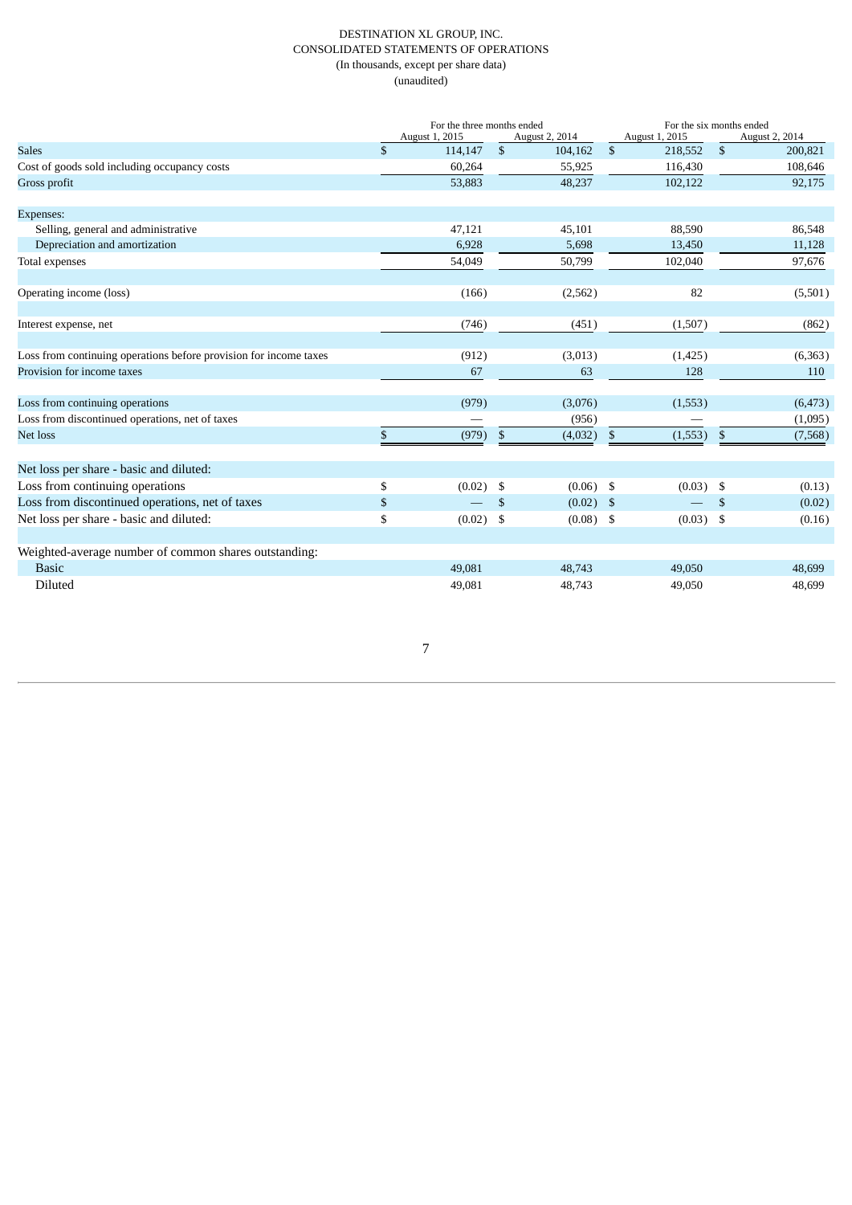DESTINATION XL GROUP, INC.
CONSOLIDATED STATEMENTS OF OPERATIONS
(In thousands, except per share data)
(unaudited)

| | For the three months ended | | For the six months ended | |
|---|---|---|---|---|
| | August 1, 2015 | August 2, 2014 | August 1, 2015 | August 2, 2014 |
| Sales | $ 114,147 | $ 104,162 | $ 218,552 | $ 200,821 |
| Cost of goods sold including occupancy costs | 60,264 | 55,925 | 116,430 | 108,646 |
| Gross profit | 53,883 | 48,237 | 102,122 | 92,175 |
| | | | | |
| Expenses: | | | | |
| Selling, general and administrative | 47,121 | 45,101 | 88,590 | 86,548 |
| Depreciation and amortization | 6,928 | 5,698 | 13,450 | 11,128 |
| Total expenses | 54,049 | 50,799 | 102,040 | 97,676 |
| | | | | |
| Operating income (loss) | (166) | (2,562) | 82 | (5,501) |
| | | | | |
| Interest expense, net | (746) | (451) | (1,507) | (862) |
| | | | | |
| Loss from continuing operations before provision for income taxes | (912) | (3,013) | (1,425) | (6,363) |
| Provision for income taxes | 67 | 63 | 128 | 110 |
| | | | | |
| Loss from continuing operations | (979) | (3,076) | (1,553) | (6,473) |
| Loss from discontinued operations, net of taxes | — | (956) | — | (1,095) |
| Net loss | $ (979) | $ (4,032) | $ (1,553) | $ (7,568) |
| | | | | |
| Net loss per share - basic and diluted: | | | | |
| Loss from continuing operations | $ (0.02) | $ (0.06) | $ (0.03) | $ (0.13) |
| Loss from discontinued operations, net of taxes | $ — | $ (0.02) | $ — | $ (0.02) |
| Net loss per share - basic and diluted: | $ (0.02) | $ (0.08) | $ (0.03) | $ (0.16) |
| | | | | |
| Weighted-average number of common shares outstanding: | | | | |
| Basic | 49,081 | 48,743 | 49,050 | 48,699 |
| Diluted | 49,081 | 48,743 | 49,050 | 48,699 |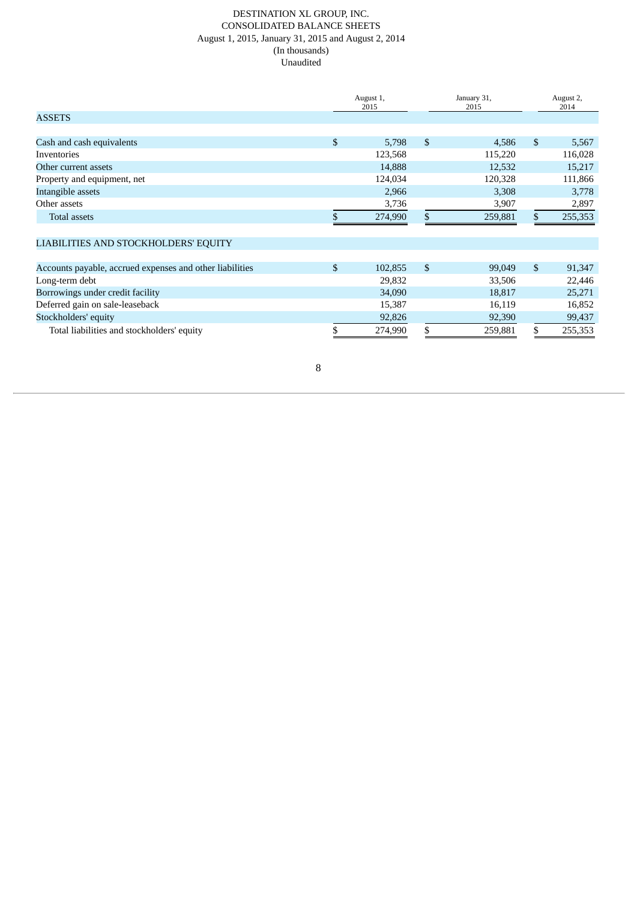DESTINATION XL GROUP, INC.
CONSOLIDATED BALANCE SHEETS
August 1, 2015, January 31, 2015 and August 2, 2014
(In thousands)
Unaudited

| | August 1, 2015 | January 31, 2015 | August 2, 2014 |
|---|---|---|---|
| **ASSETS** | | | |
| Cash and cash equivalents | $ 5,798 | $ 4,586 | $ 5,567 |
| Inventories | 123,568 | 115,220 | 116,028 |
| Other current assets | 14,888 | 12,532 | 15,217 |
| Property and equipment, net | 124,034 | 120,328 | 111,866 |
| Intangible assets | 2,966 | 3,308 | 3,778 |
| Other assets | 3,736 | 3,907 | 2,897 |
| Total assets | $ 274,990 | $ 259,881 | $ 255,353 |
| **LIABILITIES AND STOCKHOLDERS' EQUITY** | | | |
| Accounts payable, accrued expenses and other liabilities | $ 102,855 | $ 99,049 | $ 91,347 |
| Long-term debt | 29,832 | 33,506 | 22,446 |
| Borrowings under credit facility | 34,090 | 18,817 | 25,271 |
| Deferred gain on sale-leaseback | 15,387 | 16,119 | 16,852 |
| Stockholders' equity | 92,826 | 92,390 | 99,437 |
| Total liabilities and stockholders' equity | $ 274,990 | $ 259,881 | $ 255,353 |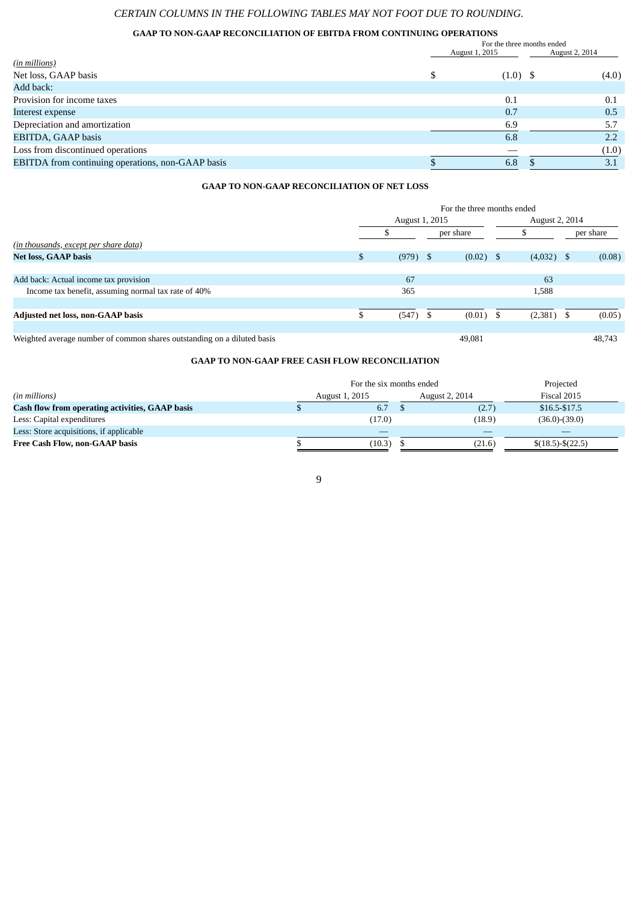*CERTAIN COLUMNS IN THE FOLLOWING TABLES MAY NOT FOOT DUE TO ROUNDING.*

**GAAP TO NON-GAAP RECONCILIATION OF EBITDA FROM CONTINUING OPERATIONS**

| | For the three months ended | |
|---|---|---|
| *(in millions)* | August 1, 2015 | August 2, 2014 |
| Net loss, GAAP basis | $ (1.0) | $ (4.0) |
| Add back: | | |
| Provision for income taxes | 0.1 | 0.1 |
| Interest expense | 0.7 | 0.5 |
| Depreciation and amortization | 6.9 | 5.7 |
| EBITDA, GAAP basis | 6.8 | 2.2 |
| Loss from discontinued operations | — | (1.0) |
| EBITDA from continuing operations, non-GAAP basis | $ 6.8 | $ 3.1 |

**GAAP TO NON-GAAP RECONCILIATION OF NET LOSS**

| | For the three months ended | | | |
|---|---|---|---|---|
| | August 1, 2015 | | August 2, 2014 | |
| *(in thousands, except per share data)* | $ | per share | $ | per share |
| **Net loss, GAAP basis** | $ (979) | $ (0.02) | $ (4,032) | $ (0.08) |
| Add back: Actual income tax provision | 67 | | 63 | |
| Income tax benefit, assuming normal tax rate of 40% | 365 | | 1,588 | |
| **Adjusted net loss, non-GAAP basis** | $ (547) | $ (0.01) | $ (2,381) | $ (0.05) |
| Weighted average number of common shares outstanding on a diluted basis | | 49,081 | | 48,743 |

**GAAP TO NON-GAAP FREE CASH FLOW RECONCILIATION**

| | For the six months ended | | Projected |
|---|---|---|---|
| *(in millions)* | August 1, 2015 | August 2, 2014 | Fiscal 2015 |
| **Cash flow from operating activities, GAAP basis** | $ 6.7 | $ (2.7) | $16.5-$17.5 |
| Less: Capital expenditures | (17.0) | (18.9) | (36.0)-(39.0) |
| Less: Store acquisitions, if applicable | — | — | — |
| **Free Cash Flow, non-GAAP basis** | $ (10.3) | $ (21.6) | $(18.5)-$(22.5) |